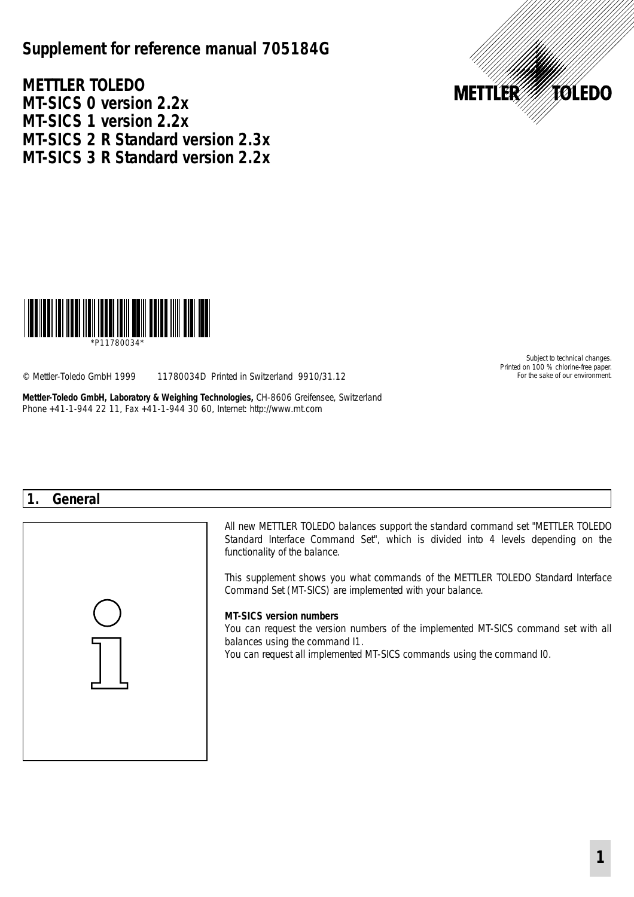# Supplement for reference manual 705184G

**METTLER TOLEDO**
**MT-SICS 0 version 2.2x**
**MT-SICS 1 version 2.2x**
**MT-SICS 2 R Standard version 2.3x**
**MT-SICS 3 R Standard version 2.2x**

*P11780034*

© Mettler-Toledo GmbH 1999 11780034D Printed in Switzerland 9910/31.12

Subject to technical changes.
Printed on 100 % chlorine-free paper.
For the sake of our environment.

**Mettler-Toledo GmbH, Laboratory & Weighing Technologies,** CH-8606 Greifensee, Switzerland
Phone +41-1-944 22 11, Fax +41-1-944 30 60, Internet: http://www.mt.com

## 1. General

All new METTLER TOLEDO balances support the standard command set "METTLER TOLEDO Standard Interface Command Set", which is divided into 4 levels depending on the functionality of the balance.

This supplement shows you what commands of the METTLER TOLEDO Standard Interface Command Set (MT-SICS) are implemented with your balance.

**MT-SICS version numbers**
You can request the version numbers of the implemented MT-SICS command set with all balances using the command I1.
You can request all implemented MT-SICS commands using the command I0.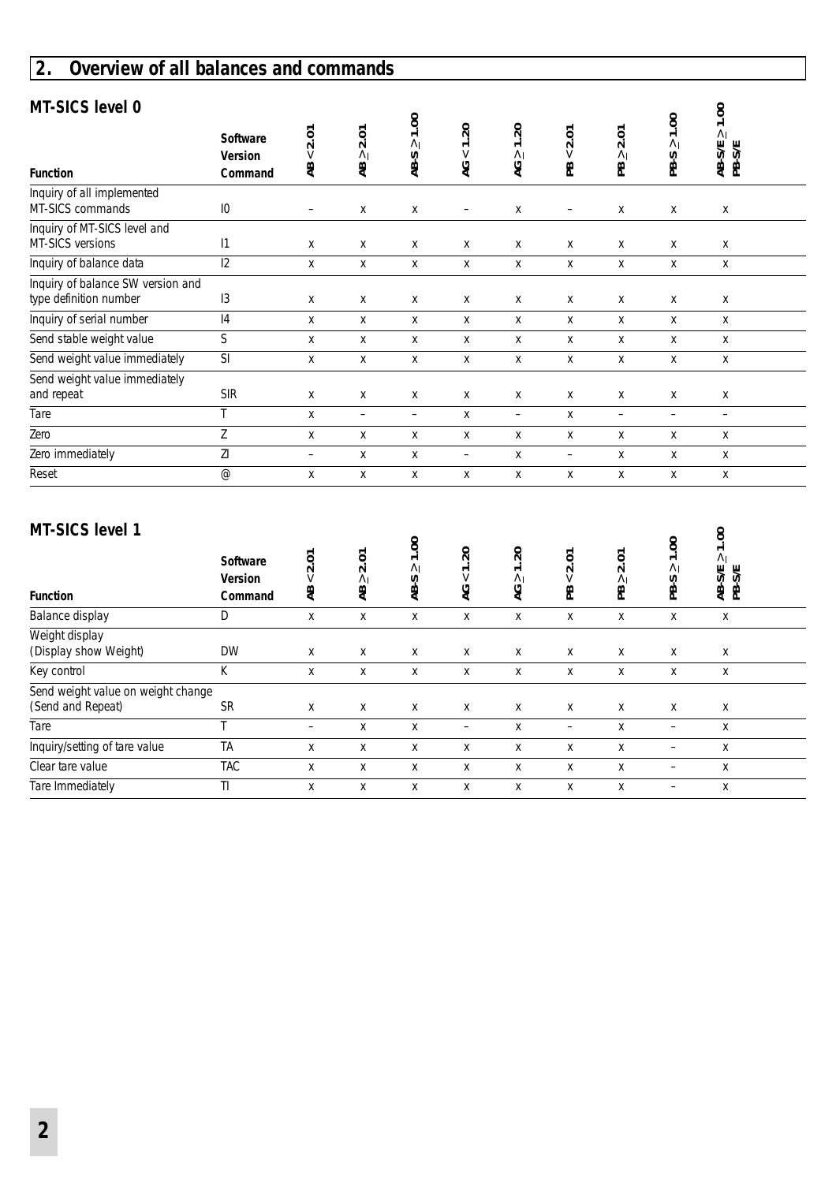## 2. Overview of all balances and commands

### MT-SICS level 0

| Function | Software Version Command | AB < 2.01 | AB ≥ 2.01 | AB-S ≥ 1.00 | AG < 1.20 | AG ≥ 1.20 | PB < 2.01 | PB ≥ 2.01 | PB-S ≥ 1.00 | AB-S/E ≥ 1.00 PB-S/E |
|---|---|---|---|---|---|---|---|---|---|---|
| Inquiry of all implemented MT-SICS commands | I0 | – | x | x | – | x | – | x | x | x |
| Inquiry of MT-SICS level and MT-SICS versions | I1 | x | x | x | x | x | x | x | x | x |
| Inquiry of balance data | I2 | x | x | x | x | x | x | x | x | x |
| Inquiry of balance SW version and type definition number | I3 | x | x | x | x | x | x | x | x | x |
| Inquiry of serial number | I4 | x | x | x | x | x | x | x | x | x |
| Send stable weight value | S | x | x | x | x | x | x | x | x | x |
| Send weight value immediately | SI | x | x | x | x | x | x | x | x | x |
| Send weight value immediately and repeat | SIR | x | x | x | x | x | x | x | x | x |
| Tare | T | x | – | – | x | – | x | – | – | – |
| Zero | Z | x | x | x | x | x | x | x | x | x |
| Zero immediately | ZI | – | x | x | – | x | – | x | x | x |
| Reset | @ | x | x | x | x | x | x | x | x | x |

### MT-SICS level 1

| Function | Software Version Command | AB < 2.01 | AB ≥ 2.01 | AB-S ≥ 1.00 | AG < 1.20 | AG ≥ 1.20 | PB < 2.01 | PB ≥ 2.01 | PB-S ≥ 1.00 | AB-S/E ≥ 1.00 PB-S/E |
|---|---|---|---|---|---|---|---|---|---|---|
| Balance display | D | x | x | x | x | x | x | x | x | x |
| Weight display (Display show Weight) | DW | x | x | x | x | x | x | x | x | x |
| Key control | K | x | x | x | x | x | x | x | x | x |
| Send weight value on weight change (Send and Repeat) | SR | x | x | x | x | x | x | x | x | x |
| Tare | T | – | x | x | – | x | – | x | – | x |
| Inquiry/setting of tare value | TA | x | x | x | x | x | x | x | – | x |
| Clear tare value | TAC | x | x | x | x | x | x | x | – | x |
| Tare Immediately | TI | x | x | x | x | x | x | x | – | x |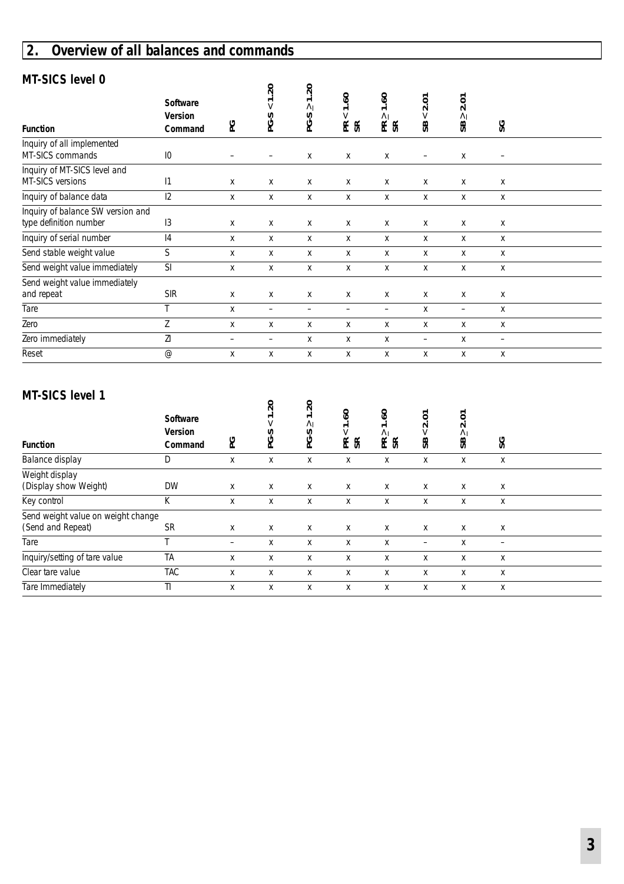## 2. Overview of all balances and commands

### MT-SICS level 0

| Function | Software Version Command | PG | PG-S < 1.20 | PG-S ≥ 1.20 | PR < 1.60 SR | PR ≥ 1.60 SR | SB < 2.01 | SB ≥ 2.01 | SG |
|---|---|---|---|---|---|---|---|---|---|
| Inquiry of all implemented MT-SICS commands | I0 | – | – | x | x | x | – | x | – |
| Inquiry of MT-SICS level and MT-SICS versions | I1 | x | x | x | x | x | x | x | x |
| Inquiry of balance data | I2 | x | x | x | x | x | x | x | x |
| Inquiry of balance SW version and type definition number | I3 | x | x | x | x | x | x | x | x |
| Inquiry of serial number | I4 | x | x | x | x | x | x | x | x |
| Send stable weight value | S | x | x | x | x | x | x | x | x |
| Send weight value immediately | SI | x | x | x | x | x | x | x | x |
| Send weight value immediately and repeat | SIR | x | x | x | x | x | x | x | x |
| Tare | T | x | – | – | – | – | x | – | x |
| Zero | Z | x | x | x | x | x | x | x | x |
| Zero immediately | ZI | – | – | x | x | x | – | x | – |
| Reset | @ | x | x | x | x | x | x | x | x |

### MT-SICS level 1

| Function | Software Version Command | PG | PG-S < 1.20 | PG-S ≥ 1.20 | PR < 1.60 SR | PR ≥ 1.60 SR | SB < 2.01 | SB ≥ 2.01 | SG |
|---|---|---|---|---|---|---|---|---|---|
| Balance display | D | x | x | x | x | x | x | x | x |
| Weight display (Display show Weight) | DW | x | x | x | x | x | x | x | x |
| Key control | K | x | x | x | x | x | x | x | x |
| Send weight value on weight change (Send and Repeat) | SR | x | x | x | x | x | x | x | x |
| Tare | T | – | x | x | x | x | – | x | – |
| Inquiry/setting of tare value | TA | x | x | x | x | x | x | x | x |
| Clear tare value | TAC | x | x | x | x | x | x | x | x |
| Tare Immediately | TI | x | x | x | x | x | x | x | x |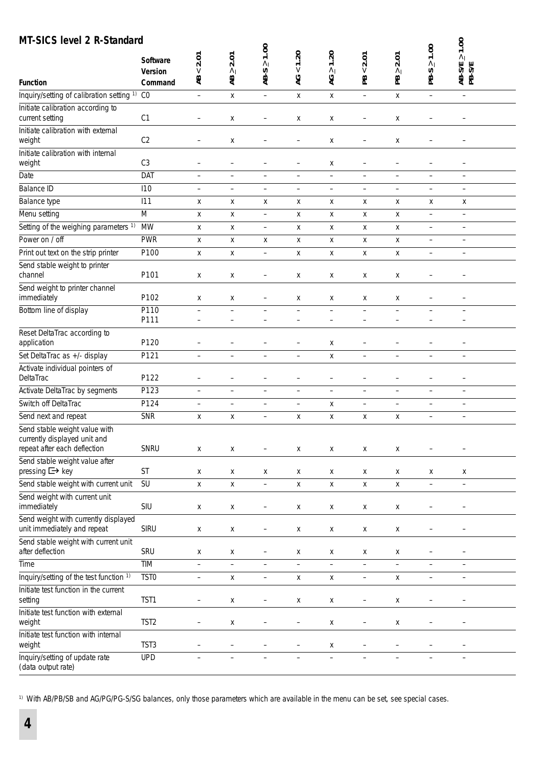## MT-SICS level 2 R-Standard

| Function | Software Version Command | AB < 2.01 | AB ≥ 2.01 | AB-S ≥ 1.00 | AG < 1.20 | AG ≥ 1.20 | PB < 2.01 | PB ≥ 2.01 | PB-S ≥ 1.00 | AB-S/E ≥ 1.00 PB-S/E |
|---|---|---|---|---|---|---|---|---|---|---|
| Inquiry/setting of calibration setting [1] | C0 | – | x | – | x | x | – | x | – | – |
| Initiate calibration according to current setting | C1 | – | x | – | x | x | – | x | – | – |
| Initiate calibration with external weight | C2 | – | x | – | – | x | – | x | – | – |
| Initiate calibration with internal weight | C3 | – | – | – | – | x | – | – | – | – |
| Date | DAT | – | – | – | – | – | – | – | – | – |
| Balance ID | I10 | – | – | – | – | – | – | – | – | – |
| Balance type | I11 | x | x | x | x | x | x | x | x | x |
| Menu setting | M | x | x | – | x | x | x | x | – | – |
| Setting of the weighing parameters [1] | MW | x | x | – | x | x | x | x | – | – |
| Power on / off | PWR | x | x | x | x | x | x | x | – | – |
| Print out text on the strip printer | P100 | x | x | – | x | x | x | x | – | – |
| Send stable weight to printer channel | P101 | x | x | – | x | x | x | x | – | – |
| Send weight to printer channel immediately | P102 | x | x | – | x | x | x | x | – | – |
| Bottom line of display | P110<br>P111 | –<br>– | –<br>– | –<br>– | –<br>– | –<br>– | –<br>– | –<br>– | –<br>– | –<br>– |
| Reset DeltaTrac according to application | P120 | – | – | – | – | x | – | – | – | – |
| Set DeltaTrac as +/- display | P121 | – | – | – | – | x | – | – | – | – |
| Activate individual pointers of DeltaTrac | P122 | – | – | – | – | – | – | – | – | – |
| Activate DeltaTrac by segments | P123 | – | – | – | – | – | – | – | – | – |
| Switch off DeltaTrac | P124 | – | – | – | – | x | – | – | – | – |
| Send next and repeat | SNR | x | x | – | x | x | x | x | – | – |
| Send stable weight value with currently displayed unit and repeat after each deflection | SNRU | x | x | – | x | x | x | x | – | – |
| Send stable weight value after pressing ⇨ key | ST | x | x | x | x | x | x | x | x | x |
| Send stable weight with current unit | SU | x | x | – | x | x | x | x | – | – |
| Send weight with current unit immediately | SIU | x | x | – | x | x | x | x | – | – |
| Send weight with currently displayed unit immediately and repeat | SIRU | x | x | – | x | x | x | x | – | – |
| Send stable weight with current unit after deflection | SRU | x | x | – | x | x | x | x | – | – |
| Time | TIM | – | – | – | – | – | – | – | – | – |
| Inquiry/setting of the test function [1] | TST0 | – | x | – | x | x | – | x | – | – |
| Initiate test function in the current setting | TST1 | – | x | – | x | x | – | x | – | – |
| Initiate test function with external weight | TST2 | – | x | – | – | x | – | x | – | – |
| Initiate test function with internal weight | TST3 | – | – | – | – | x | – | – | – | – |
| Inquiry/setting of update rate (data output rate) | UPD | – | – | – | – | – | – | – | – | – |

[1] With AB/PB/SB and AG/PG/PG-S/SG balances, only those parameters which are available in the menu can be set, see special cases.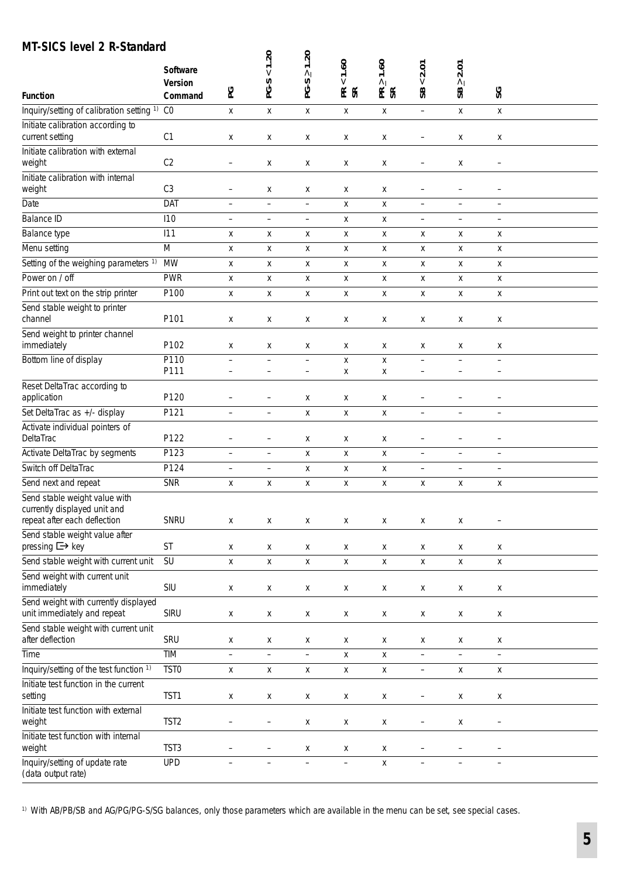## MT-SICS level 2 R-Standard

| Function | Software Version Command | PG | PG-S < 1.20 | PG-S ≥ 1.20 | PR < 1.60 SR | PR ≥ 1.60 SR | SB < 2.01 | SB ≥ 2.01 | SG |
|---|---|---|---|---|---|---|---|---|---|
| Inquiry/setting of calibration setting [1] | C0 | x | x | x | x | x | – | x | x |
| Initiate calibration according to current setting | C1 | x | x | x | x | x | – | x | x |
| Initiate calibration with external weight | C2 | – | x | x | x | x | – | x | – |
| Initiate calibration with internal weight | C3 | – | x | x | x | x | – | – | – |
| Date | DAT | – | – | – | x | x | – | – | – |
| Balance ID | I10 | – | – | – | x | x | – | – | – |
| Balance type | I11 | x | x | x | x | x | x | x | x |
| Menu setting | M | x | x | x | x | x | x | x | x |
| Setting of the weighing parameters [1] | MW | x | x | x | x | x | x | x | x |
| Power on / off | PWR | x | x | x | x | x | x | x | x |
| Print out text on the strip printer | P100 | x | x | x | x | x | x | x | x |
| Send stable weight to printer channel | P101 | x | x | x | x | x | x | x | x |
| Send weight to printer channel immediately | P102 | x | x | x | x | x | x | x | x |
| Bottom line of display | P110 | – | – | – | x | x | – | – | – |
| | P111 | – | – | – | x | x | – | – | – |
| Reset DeltaTrac according to application | P120 | – | – | x | x | x | – | – | – |
| Set DeltaTrac as +/- display | P121 | – | – | x | x | x | – | – | – |
| Activate individual pointers of DeltaTrac | P122 | – | – | x | x | x | – | – | – |
| Activate DeltaTrac by segments | P123 | – | – | x | x | x | – | – | – |
| Switch off DeltaTrac | P124 | – | – | x | x | x | – | – | – |
| Send next and repeat | SNR | x | x | x | x | x | x | x | x |
| Send stable weight value with currently displayed unit and repeat after each deflection | SNRU | x | x | x | x | x | x | x | – |
| Send stable weight value after pressing ⟹ key | ST | x | x | x | x | x | x | x | x |
| Send stable weight with current unit | SU | x | x | x | x | x | x | x | x |
| Send weight with current unit immediately | SIU | x | x | x | x | x | x | x | x |
| Send weight with currently displayed unit immediately and repeat | SIRU | x | x | x | x | x | x | x | x |
| Send stable weight with current unit after deflection | SRU | x | x | x | x | x | x | x | x |
| Time | TIM | – | – | – | x | x | – | – | – |
| Inquiry/setting of the test function [1] | TST0 | x | x | x | x | x | – | x | x |
| Initiate test function in the current setting | TST1 | x | x | x | x | x | – | x | x |
| Initiate test function with external weight | TST2 | – | – | x | x | x | – | x | – |
| Initiate test function with internal weight | TST3 | – | – | x | x | x | – | – | – |
| Inquiry/setting of update rate (data output rate) | UPD | – | – | – | – | x | – | – | – |

[1] With AB/PB/SB and AG/PG/PG-S/SG balances, only those parameters which are available in the menu can be set, see special cases.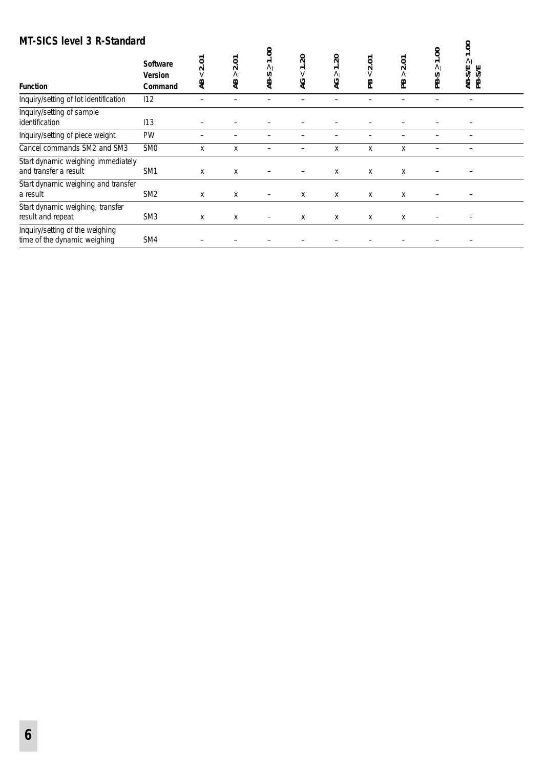## MT-SICS level 3 R-Standard

| Function | Software Version Command | AB < 2.01 | AB ≥ 2.01 | AB-S ≥ 1.00 | AG < 1.20 | AG ≥ 1.20 | PB < 2.01 | PB ≥ 2.01 | PB-S ≥ 1.00 | AB-S/E ≥ 1.00 PB-S/E |
|---|---|---|---|---|---|---|---|---|---|---|
| Inquiry/setting of lot identification | I12 | – | – | – | – | – | – | – | – | – |
| Inquiry/setting of sample identification | I13 | – | – | – | – | – | – | – | – | – |
| Inquiry/setting of piece weight | PW | – | – | – | – | – | – | – | – | – |
| Cancel commands SM2 and SM3 | SM0 | x | x | – | – | x | x | x | – | – |
| Start dynamic weighing immediately and transfer a result | SM1 | x | x | – | – | x | x | x | – | – |
| Start dynamic weighing and transfer a result | SM2 | x | x | – | x | x | x | x | – | – |
| Start dynamic weighing, transfer result and repeat | SM3 | x | x | – | x | x | x | x | – | – |
| Inquiry/setting of the weighing time of the dynamic weighing | SM4 | – | – | – | – | – | – | – | – | – |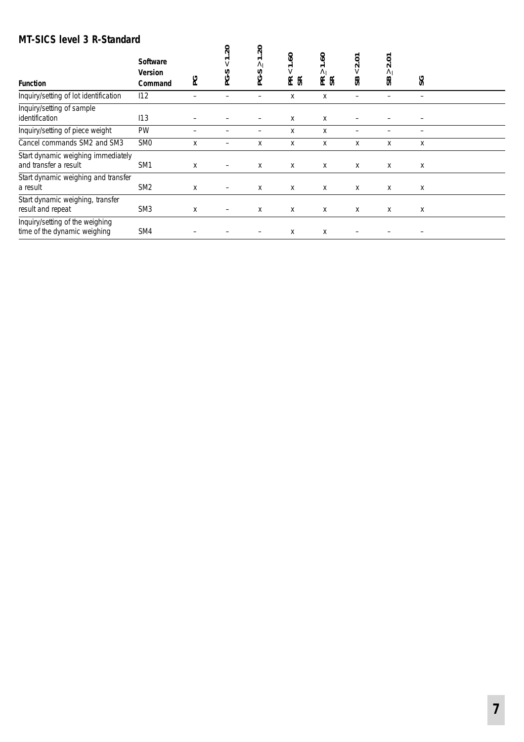## MT-SICS level 3 R-Standard

| Function | Software Version Command | PG | PG-S < 1.20 | PG-S ≥ 1.20 | PR < 1.60 SR | PR ≥ 1.60 SR | SB < 2.01 | SB ≥ 2.01 | SG |
|---|---|---|---|---|---|---|---|---|---|
| Inquiry/setting of lot identification | I12 | – | – | – | x | x | – | – | – |
| Inquiry/setting of sample identification | I13 | – | – | – | x | x | – | – | – |
| Inquiry/setting of piece weight | PW | – | – | – | x | x | – | – | – |
| Cancel commands SM2 and SM3 | SM0 | x | – | x | x | x | x | x | x |
| Start dynamic weighing immediately and transfer a result | SM1 | x | – | x | x | x | x | x | x |
| Start dynamic weighing and transfer a result | SM2 | x | – | x | x | x | x | x | x |
| Start dynamic weighing, transfer result and repeat | SM3 | x | – | x | x | x | x | x | x |
| Inquiry/setting of the weighing time of the dynamic weighing | SM4 | – | – | – | x | x | – | – | – |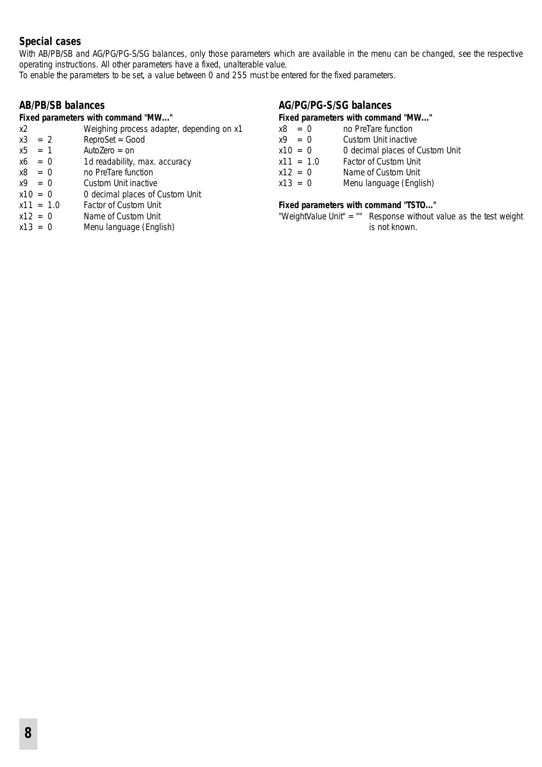## Special cases

With AB/PB/SB and AG/PG/PG-S/SG balances, only those parameters which are available in the menu can be changed, see the respective operating instructions. All other parameters have a fixed, unalterable value.
To enable the parameters to be set, a value between 0 and 255 must be entered for the fixed parameters.

### AB/PB/SB balances

**Fixed parameters with command "MW..."**

| | |
|---|---|
| x2 | Weighing process adapter, depending on x1 |
| x3 = 2 | ReproSet = Good |
| x5 = 1 | AutoZero = on |
| x6 = 0 | 1d readability, max. accuracy |
| x8 = 0 | no PreTare function |
| x9 = 0 | Custom Unit inactive |
| x10 = 0 | 0 decimal places of Custom Unit |
| x11 = 1.0 | Factor of Custom Unit |
| x12 = 0 | Name of Custom Unit |
| x13 = 0 | Menu language (English) |

### AG/PG/PG-S/SG balances

**Fixed parameters with command "MW..."**

| | |
|---|---|
| x8 = 0 | no PreTare function |
| x9 = 0 | Custom Unit inactive |
| x10 = 0 | 0 decimal places of Custom Unit |
| x11 = 1.0 | Factor of Custom Unit |
| x12 = 0 | Name of Custom Unit |
| x13 = 0 | Menu language (English) |

**Fixed parameters with command "TSTO..."**

| | |
|---|---|
| "WeightValue Unit" = "" | Response without value as the test weight is not known. |